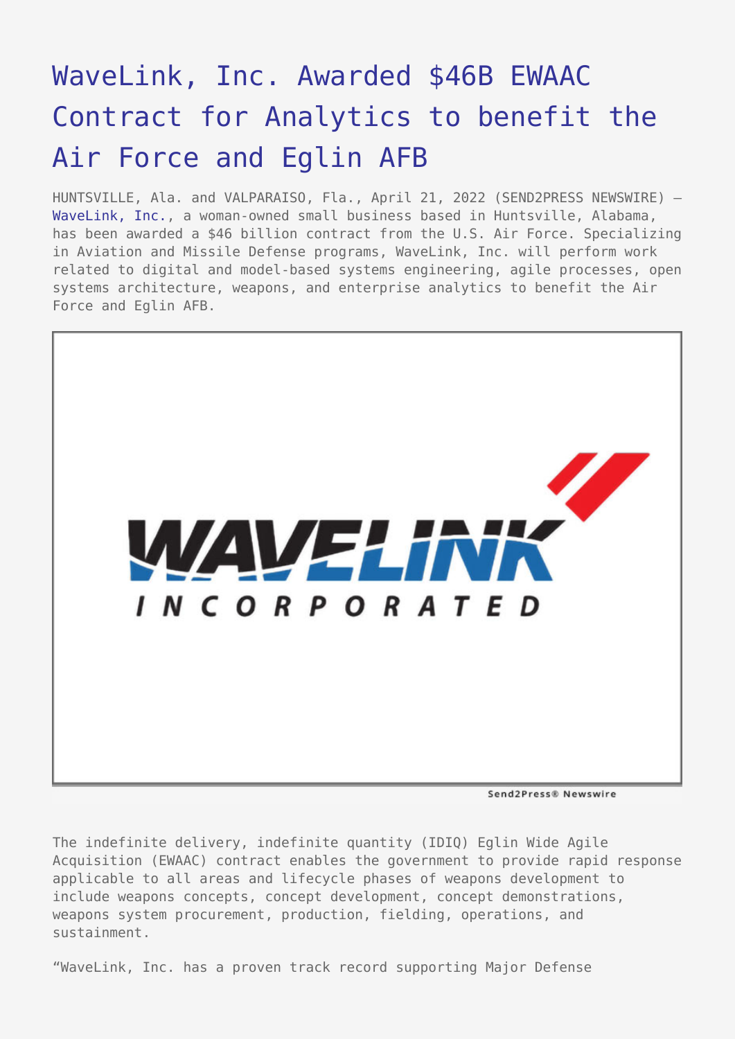# WaveLink, Inc. Awarded $46B EWAAC Contract for Analytics to benefit the Air Force and Eglin AFB

HUNTSVILLE, Ala. and VALPARAISO, Fla., April 21, 2022 (SEND2PRESS NEWSWIRE) — WaveLink, Inc., a woman-owned small business based in Huntsville, Alabama, has been awarded a $46 billion contract from the U.S. Air Force. Specializing in Aviation and Missile Defense programs, WaveLink, Inc. will perform work related to digital and model-based systems engineering, agile processes, open systems architecture, weapons, and enterprise analytics to benefit the Air Force and Eglin AFB.

The indefinite delivery, indefinite quantity (IDIQ) Eglin Wide Agile Acquisition (EWAAC) contract enables the government to provide rapid response applicable to all areas and lifecycle phases of weapons development to include weapons concepts, concept development, concept demonstrations, weapons system procurement, production, fielding, operations, and sustainment.

"WaveLink, Inc. has a proven track record supporting Major Defense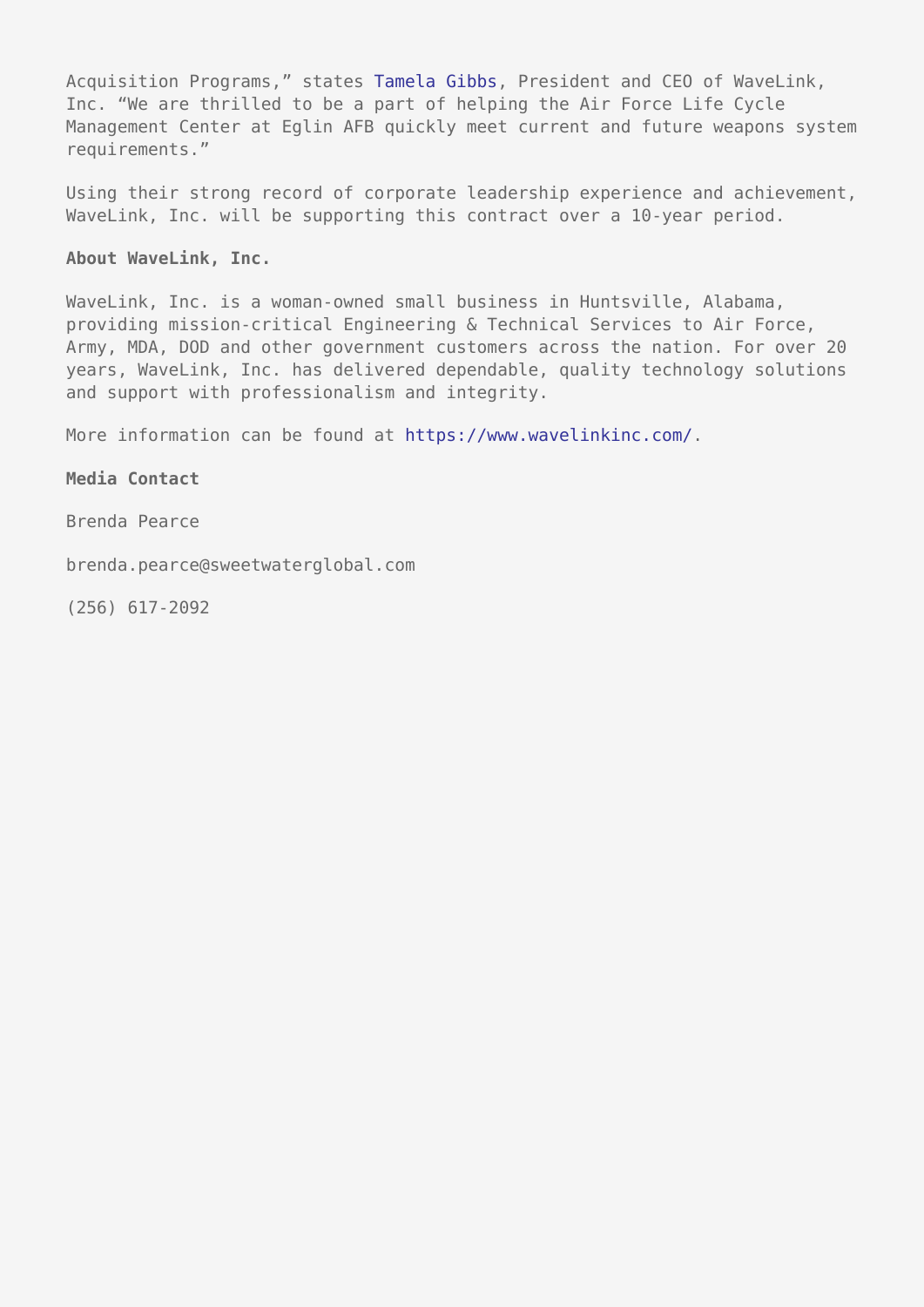Acquisition Programs," states Tamela Gibbs, President and CEO of WaveLink, Inc. "We are thrilled to be a part of helping the Air Force Life Cycle Management Center at Eglin AFB quickly meet current and future weapons system requirements."

Using their strong record of corporate leadership experience and achievement, WaveLink, Inc. will be supporting this contract over a 10-year period.

**About WaveLink, Inc.**

WaveLink, Inc. is a woman-owned small business in Huntsville, Alabama, providing mission-critical Engineering & Technical Services to Air Force, Army, MDA, DOD and other government customers across the nation. For over 20 years, WaveLink, Inc. has delivered dependable, quality technology solutions and support with professionalism and integrity.

More information can be found at https://www.wavelinkinc.com/.

**Media Contact**

Brenda Pearce

brenda.pearce@sweetwaterglobal.com

(256) 617-2092